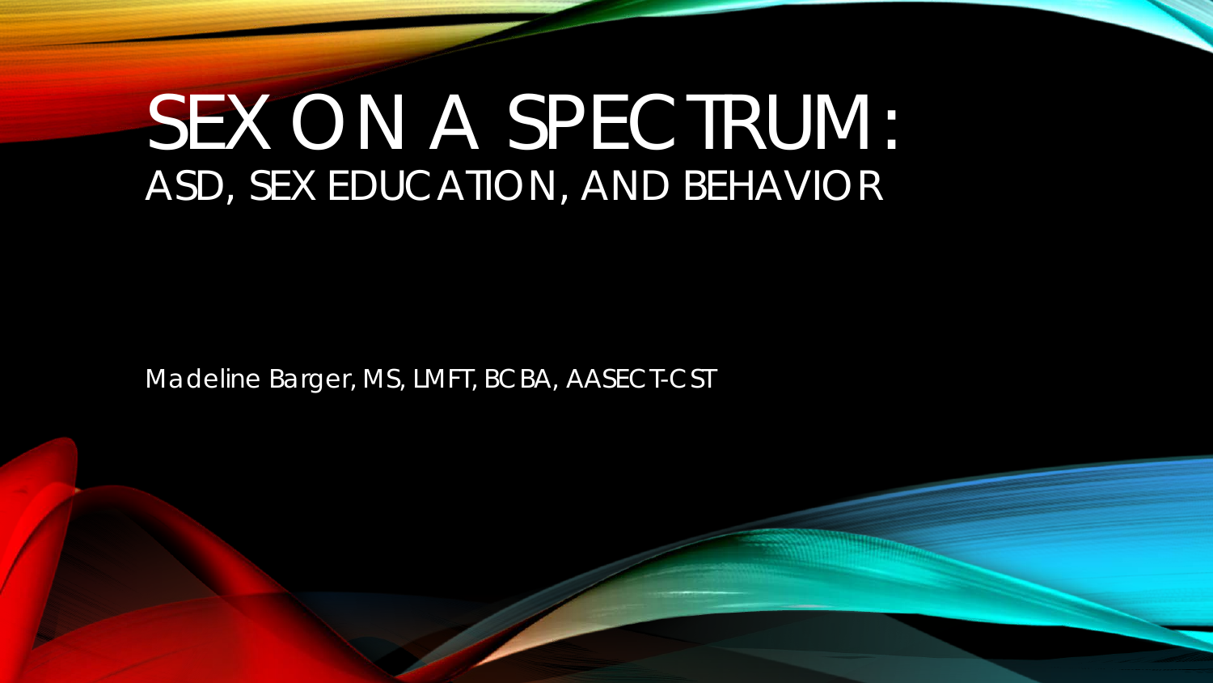# SEX ON A SPECTRUM:
## ASD, SEX EDUCATION, AND BEHAVIOR

Madeline Barger, MS, LMFT, BCBA, AASECT-CST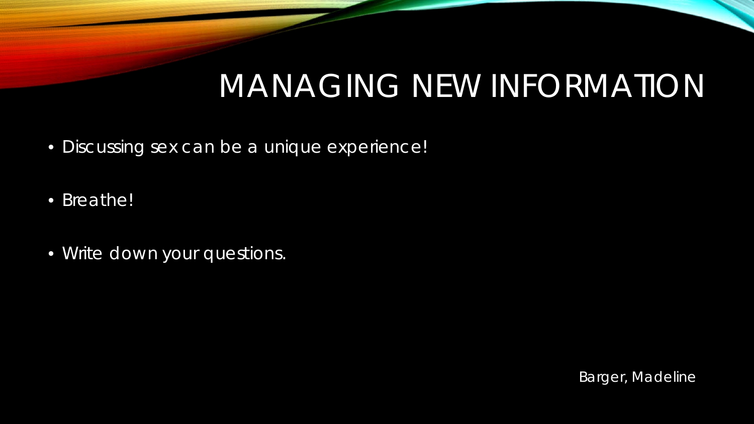# MANAGING NEW INFORMATION

- Discussing sex can be a unique experience!
- Breathe!
- Write down your questions.

Barger, Madeline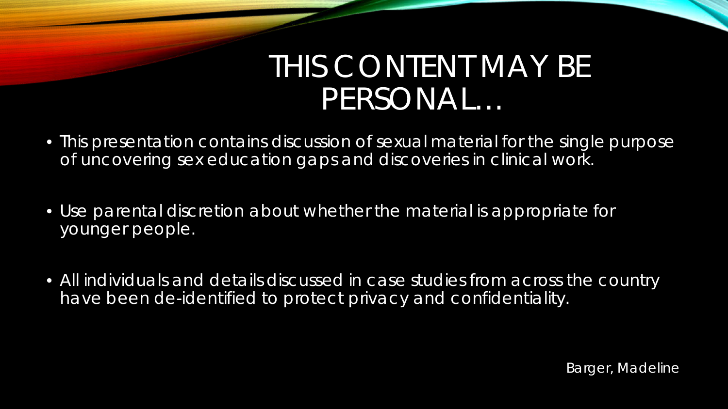# THIS CONTENT MAY BE PERSONAL…

- This presentation contains discussion of sexual material for the single purpose of uncovering sex education gaps and discoveries in clinical work.
- Use parental discretion about whether the material is appropriate for younger people.
- All individuals and details discussed in case studies from across the country have been de-identified to protect privacy and confidentiality.

Barger, Madeline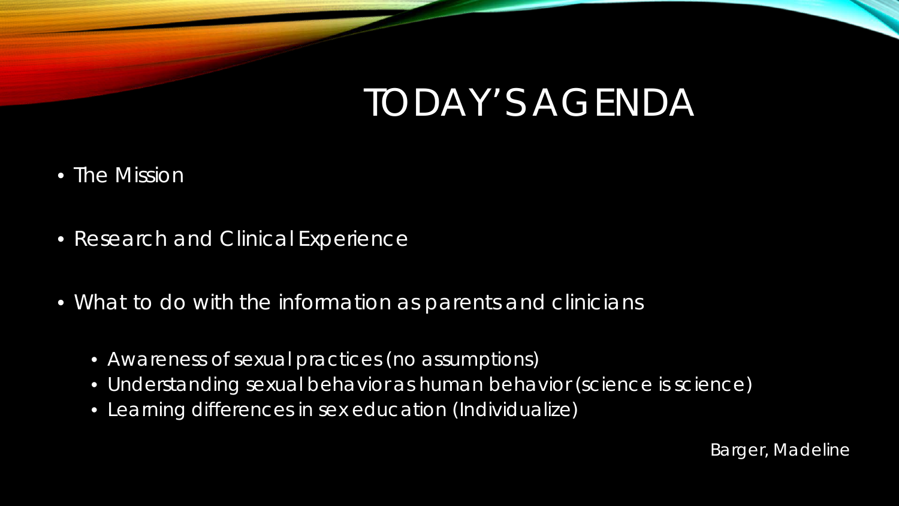# TODAY'S AGENDA

- The Mission
- Research and Clinical Experience
- What to do with the information as parents and clinicians
  - Awareness of sexual practices (no assumptions)
  - Understanding sexual behavior as human behavior (science is science)
  - Learning differences in sex education (Individualize)

Barger, Madeline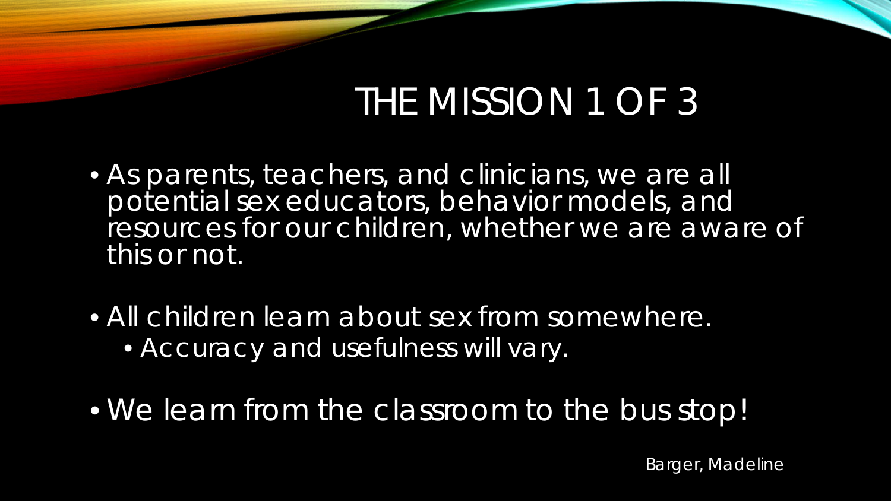# THE MISSION 1 OF 3

- As parents, teachers, and clinicians, we are all potential sex educators, behavior models, and resources for our children, whether we are aware of this or not.
- All children learn about sex from somewhere.
  - Accuracy and usefulness will vary.
- We learn from the classroom to the bus stop!

Barger, Madeline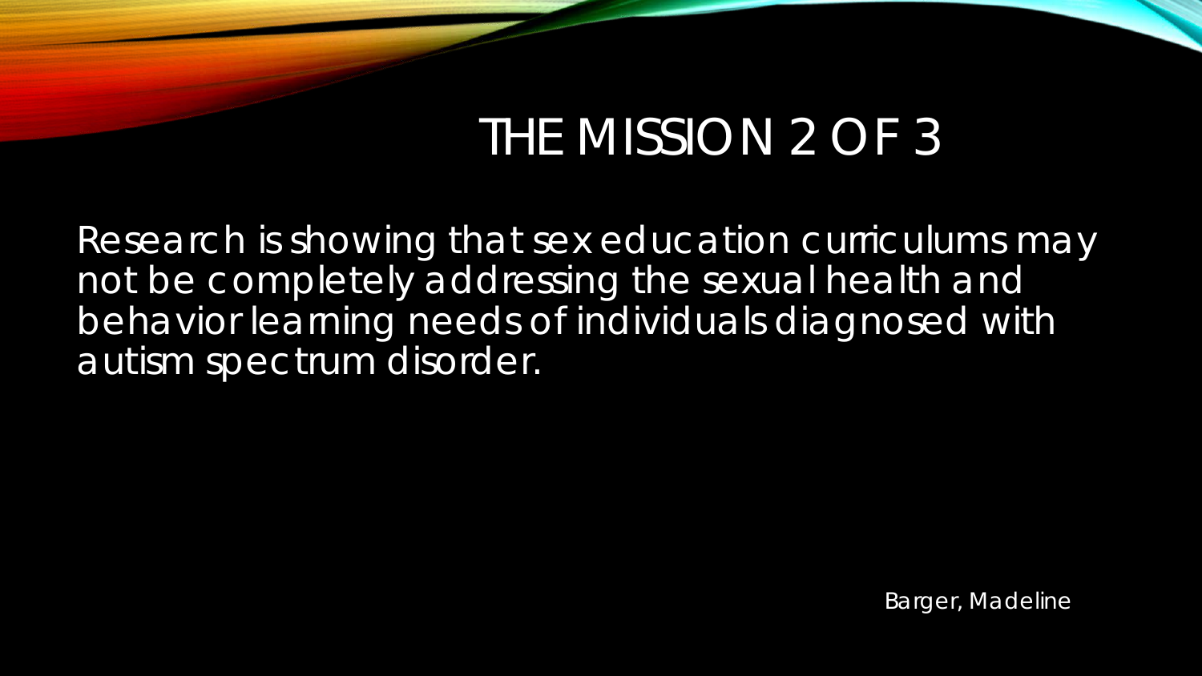# THE MISSION 2 OF 3

Research is showing that sex education curriculums may not be completely addressing the sexual health and behavior learning needs of individuals diagnosed with autism spectrum disorder.

Barger, Madeline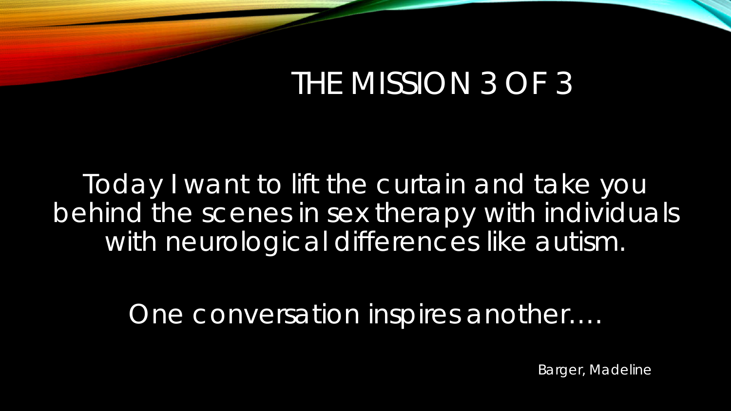# THE MISSION 3 OF 3

Today I want to lift the curtain and take you behind the scenes in sex therapy with individuals with neurological differences like autism.

One conversation inspires another….

Barger, Madeline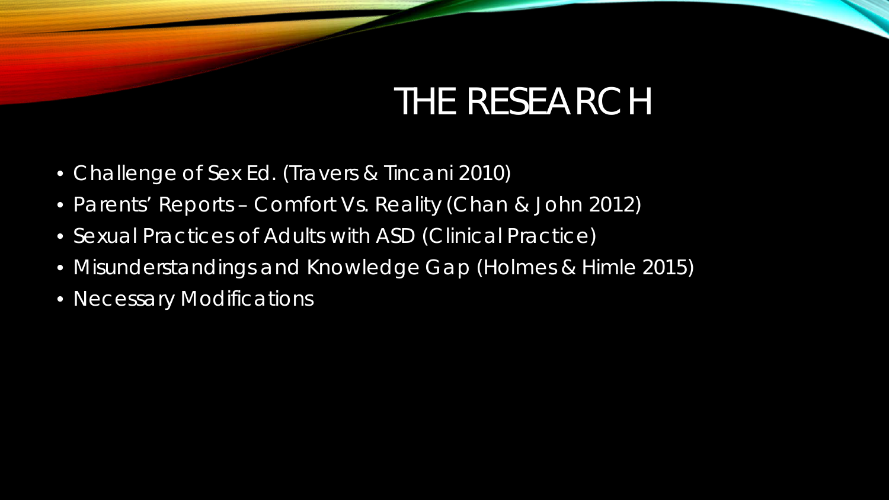# THE RESEARCH

- Challenge of Sex Ed. (Travers & Tincani 2010)
- Parents' Reports – Comfort Vs. Reality (Chan & John 2012)
- Sexual Practices of Adults with ASD (Clinical Practice)
- Misunderstandings and Knowledge Gap (Holmes & Himle 2015)
- Necessary Modifications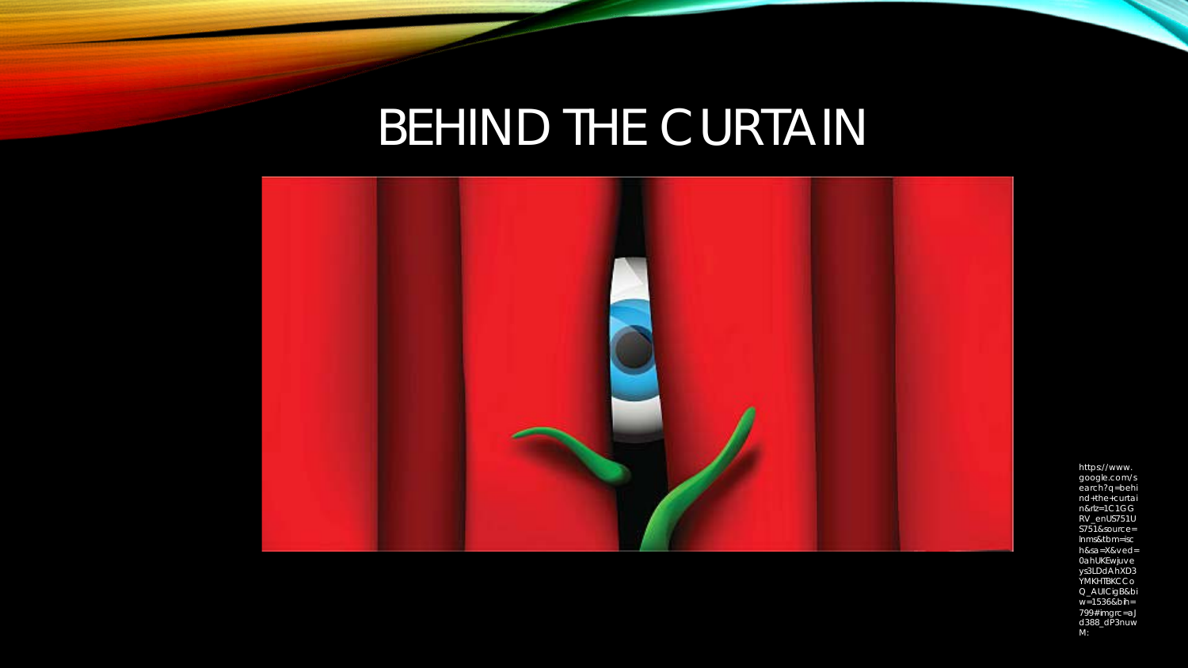# BEHIND THE CURTAIN

https://www.google.com/search?q=behind+the+curtain&rlz=1C1GGRV_enUS751US751&source=lnms&tbm=isch&sa=X&ved=0ahUKEwjuveys3LDdAhXD3YMKHTBKCCoQ_AUICigB&biw=1536&bih=799#imgrc=aJd388_dP3nuwM: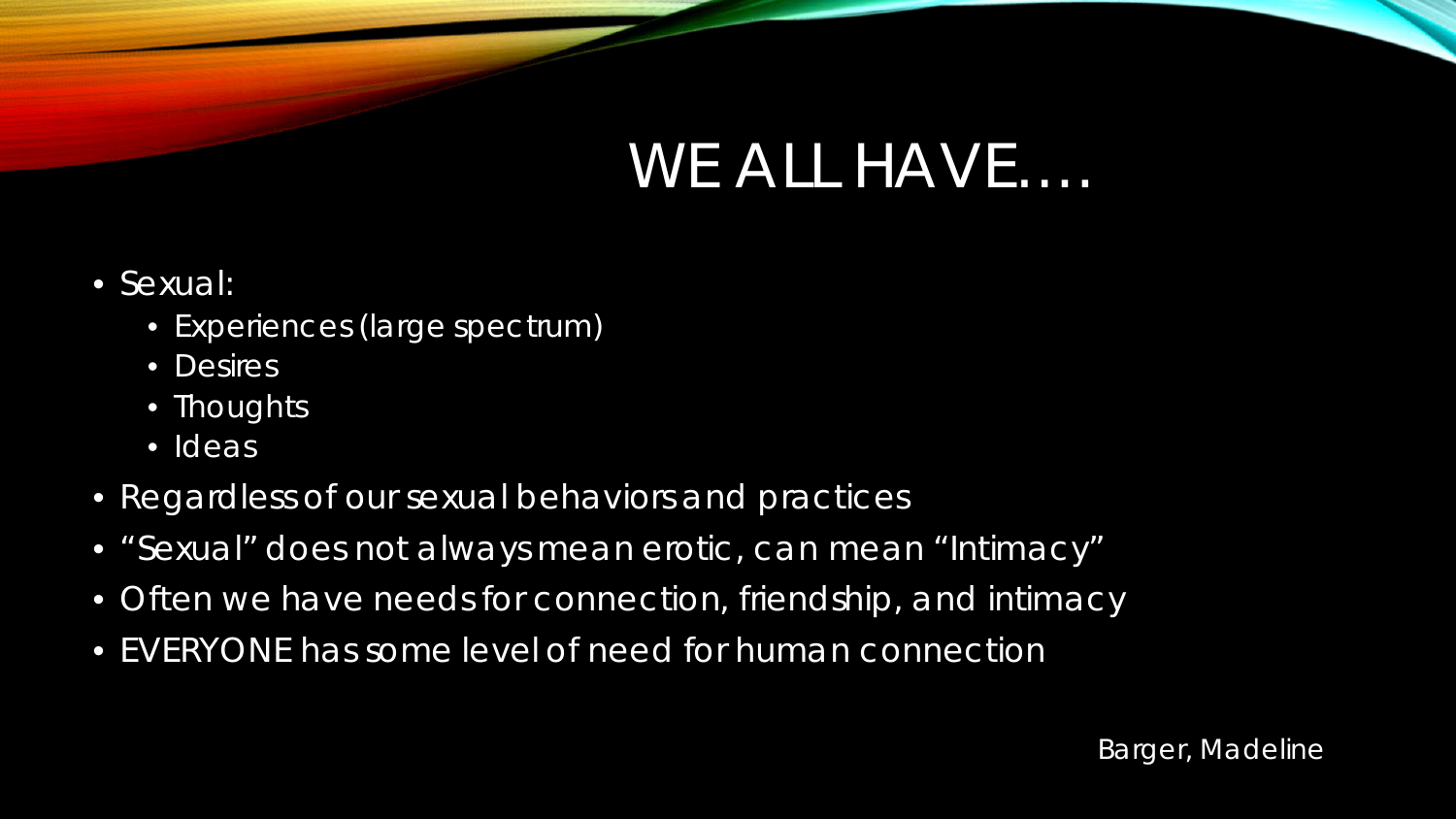# WE ALL HAVE….

- Sexual:
  - Experiences (large spectrum)
  - Desires
  - Thoughts
  - Ideas
- Regardless of our sexual behaviors and practices
- "Sexual" does not always mean erotic, can mean "Intimacy"
- Often we have needs for connection, friendship, and intimacy
- EVERYONE has some level of need for human connection

Barger, Madeline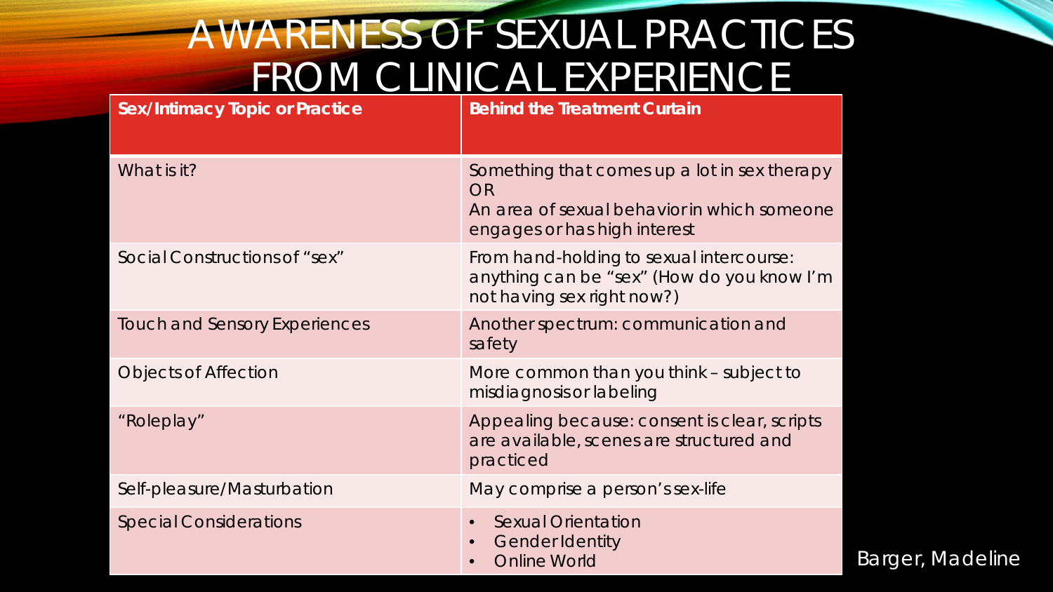# AWARENESS OF SEXUAL PRACTICES FROM CLINICAL EXPERIENCE

| Sex/Intimacy Topic or Practice | Behind the Treatment Curtain |
| --- | --- |
| What is it? | Something that comes up a lot in sex therapy<br>OR<br>An area of sexual behavior in which someone engages or has high interest |
| Social Constructions of "sex" | From hand-holding to sexual intercourse: anything can be "sex" (How do you know I'm not having sex right now?) |
| Touch and Sensory Experiences | Another spectrum: communication and safety |
| Objects of Affection | More common than you think – subject to misdiagnosis or labeling |
| "Roleplay" | Appealing because: consent is clear, scripts are available, scenes are structured and practiced |
| Self-pleasure/Masturbation | May comprise a person's sex-life |
| Special Considerations | • Sexual Orientation<br>• Gender Identity<br>• Online World |

Barger, Madeline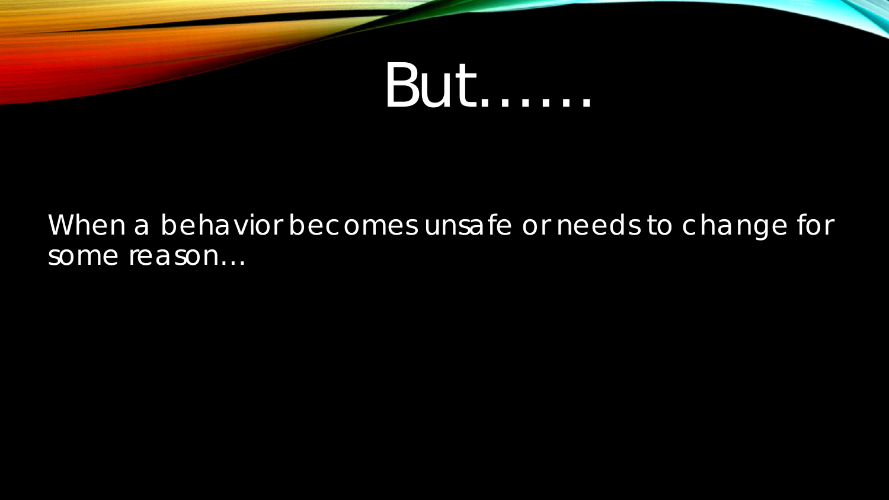# But……

When a behavior becomes unsafe or needs to change for some reason…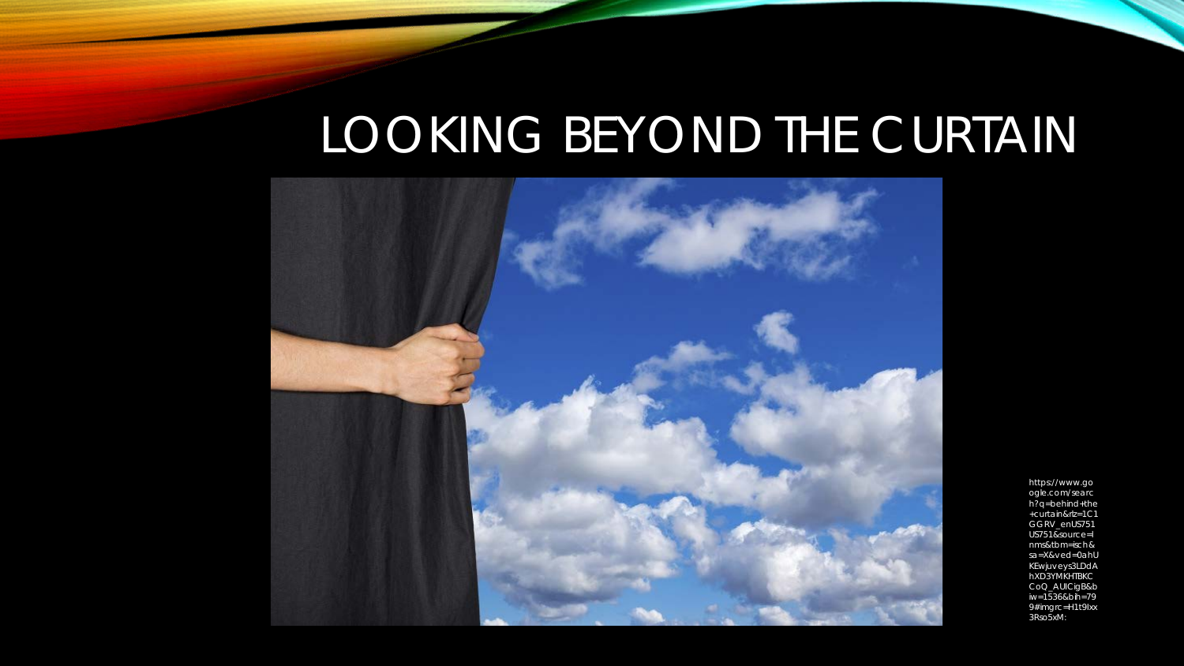# LOOKING BEYOND THE CURTAIN

https://www.google.com/search?q=behind+the+curtain&rlz=1C1GGRV_enUS751US751&source=lnms&tbm=isch&sa=X&ved=0ahUKEwjuveys3LDdAhXD3YMKHTBKCCoQ_AUICigB&biw=1536&bih=799#imgrc=H1t9Ixx3Rso5xM: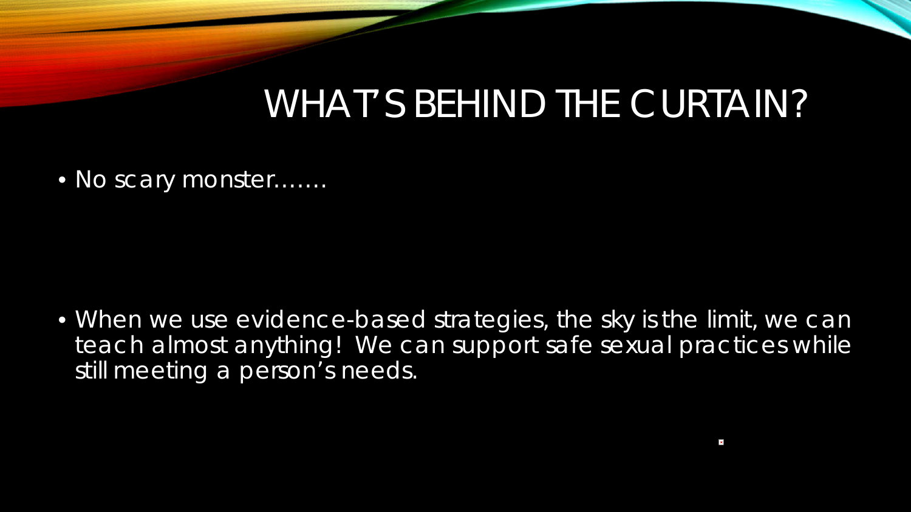# WHAT'S BEHIND THE CURTAIN?

- No scary monster…….

- When we use evidence-based strategies, the sky is the limit, we can teach almost anything! We can support safe sexual practices while still meeting a person's needs.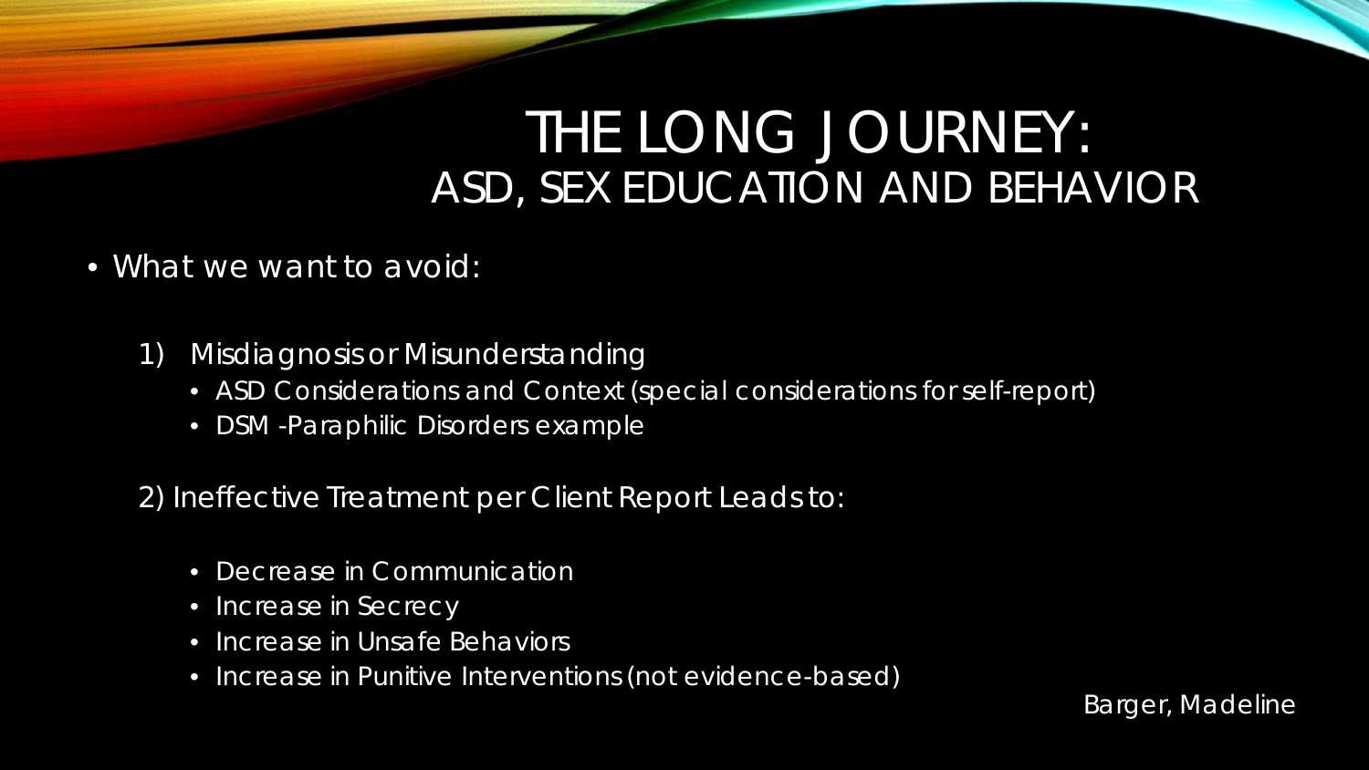# THE LONG JOURNEY:
## ASD, SEX EDUCATION AND BEHAVIOR

- What we want to avoid:

  1) Misdiagnosis or Misunderstanding
     - ASD Considerations and Context (special considerations for self-report)
     - DSM -Paraphilic Disorders example

  2) Ineffective Treatment per Client Report Leads to:
     - Decrease in Communication
     - Increase in Secrecy
     - Increase in Unsafe Behaviors
     - Increase in Punitive Interventions (not evidence-based)

Barger, Madeline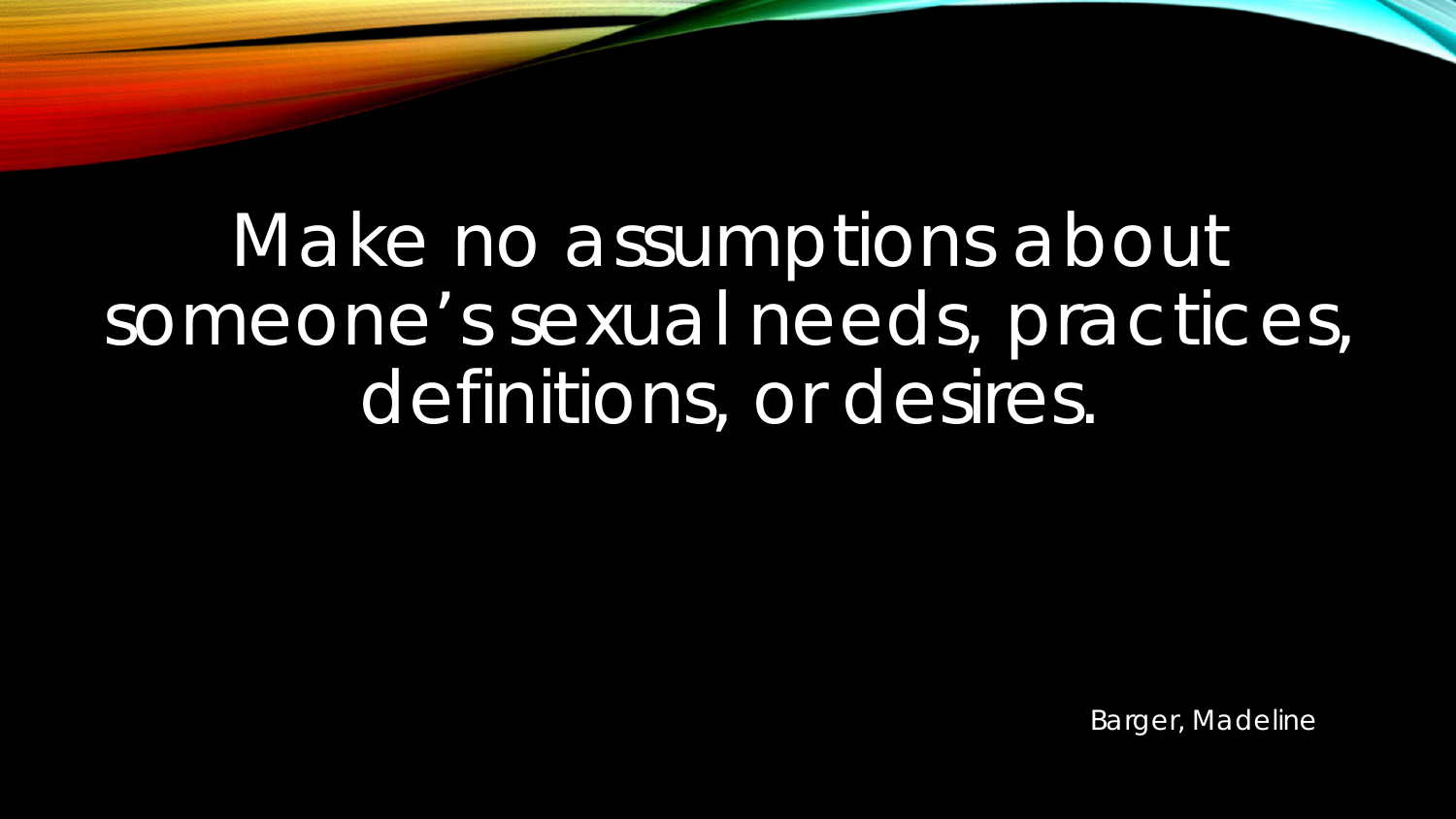# Make no assumptions about someone's sexual needs, practices, definitions, or desires.

Barger, Madeline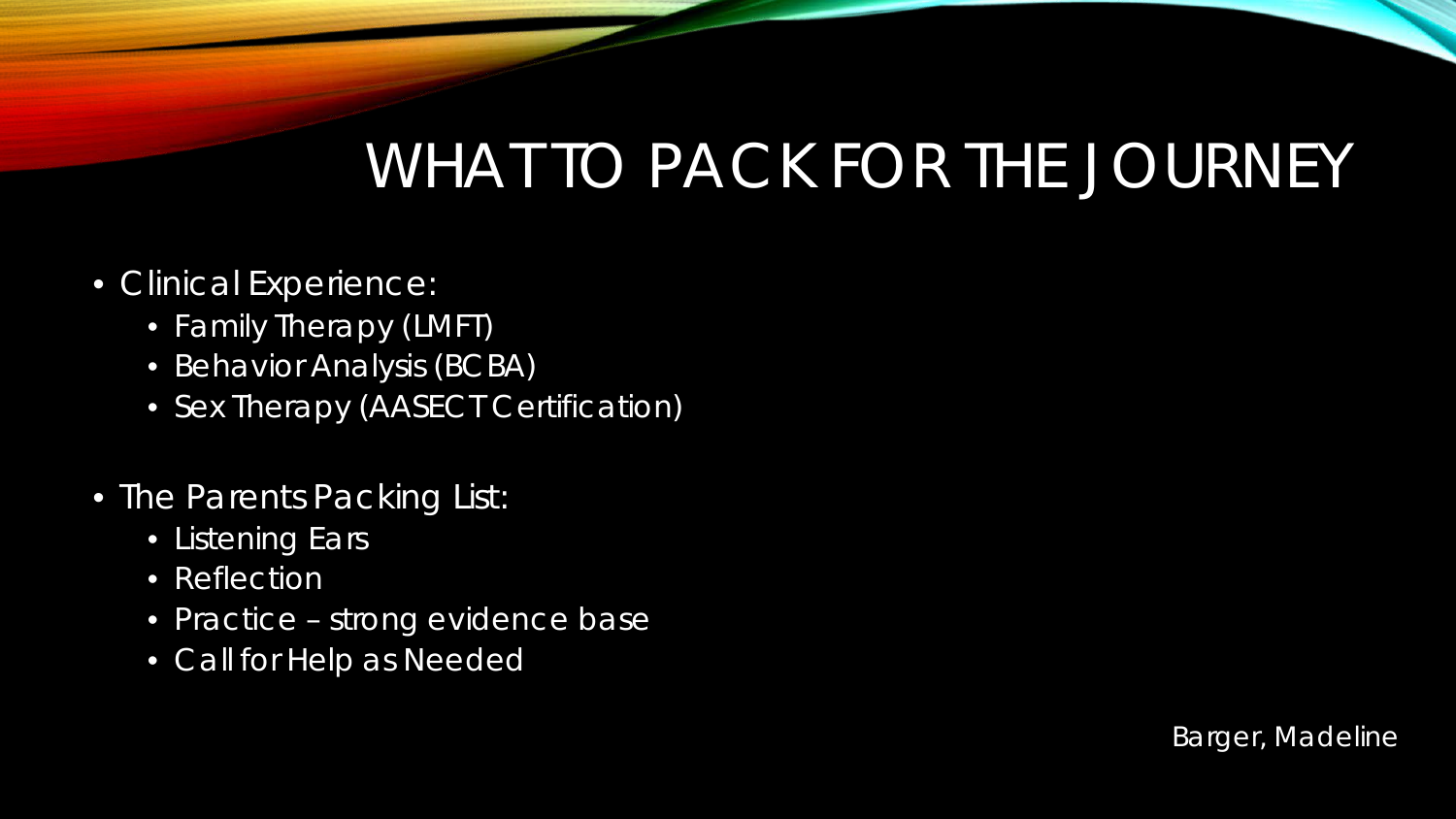# WHAT TO PACK FOR THE JOURNEY

- Clinical Experience:
  - Family Therapy (LMFT)
  - Behavior Analysis (BCBA)
  - Sex Therapy (AASECT Certification)

- The Parents Packing List:
  - Listening Ears
  - Reflection
  - Practice – strong evidence base
  - Call for Help as Needed

Barger, Madeline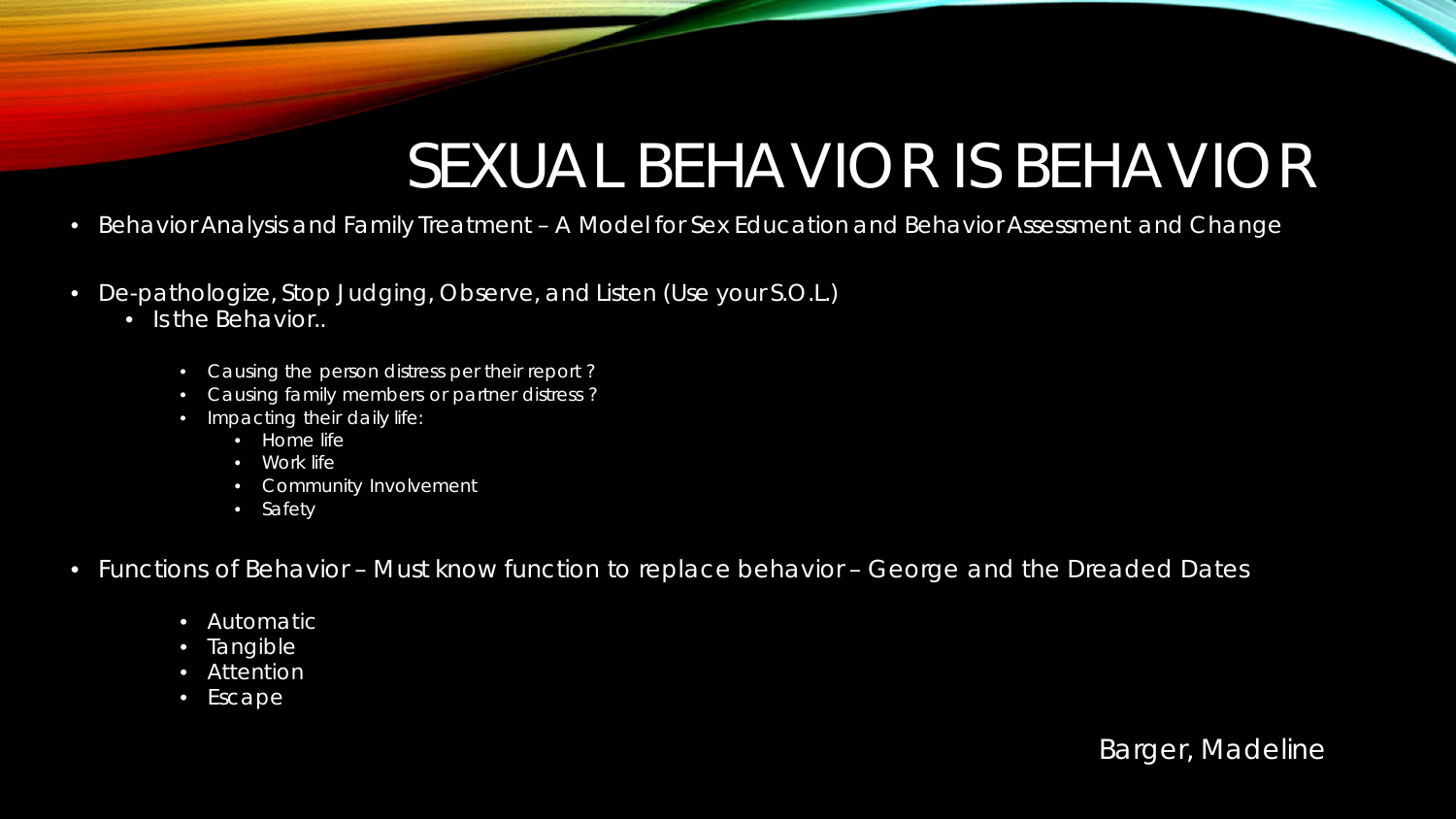# SEXUAL BEHAVIOR IS BEHAVIOR

- Behavior Analysis and Family Treatment – A Model for Sex Education and Behavior Assessment and Change
- De-pathologize, Stop Judging, Observe, and Listen (Use your S.O.L.)
  - Is the Behavior..
    - Causing the person distress per their report ?
    - Causing family members or partner distress ?
    - Impacting their daily life:
      - Home life
      - Work life
      - Community Involvement
      - Safety
- Functions of Behavior – Must know function to replace behavior – George and the Dreaded Dates
  - Automatic
  - Tangible
  - Attention
  - Escape

Barger, Madeline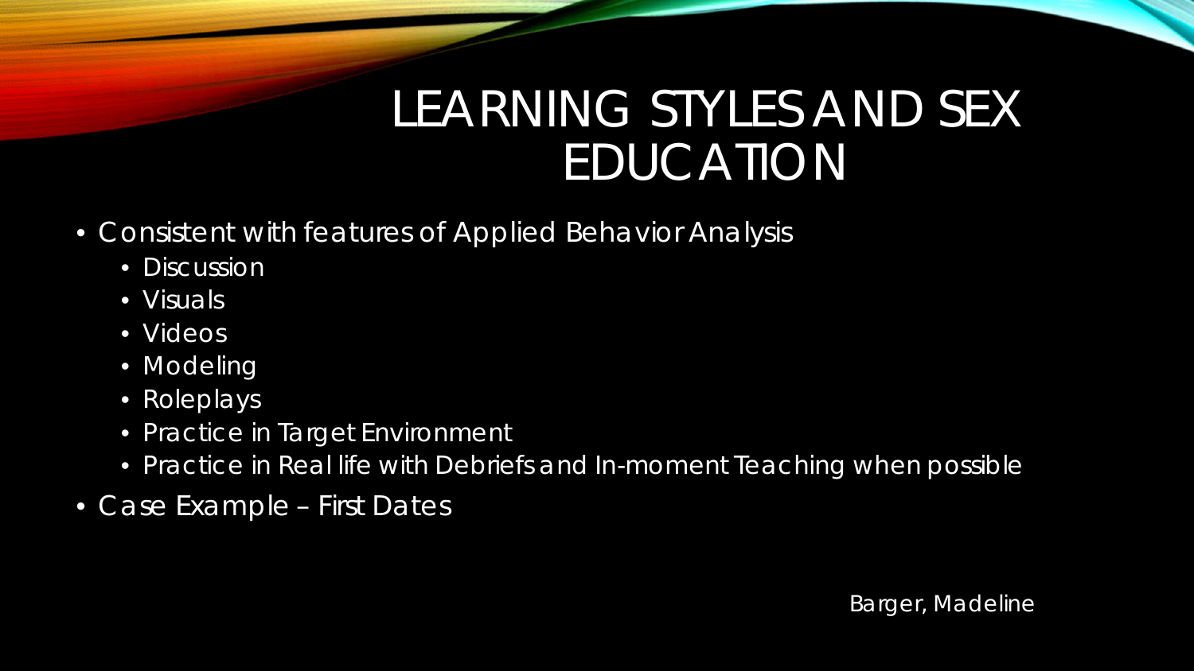# LEARNING STYLES AND SEX EDUCATION

- Consistent with features of Applied Behavior Analysis
  - Discussion
  - Visuals
  - Videos
  - Modeling
  - Roleplays
  - Practice in Target Environment
  - Practice in Real life with Debriefs and In-moment Teaching when possible
- Case Example – First Dates

Barger, Madeline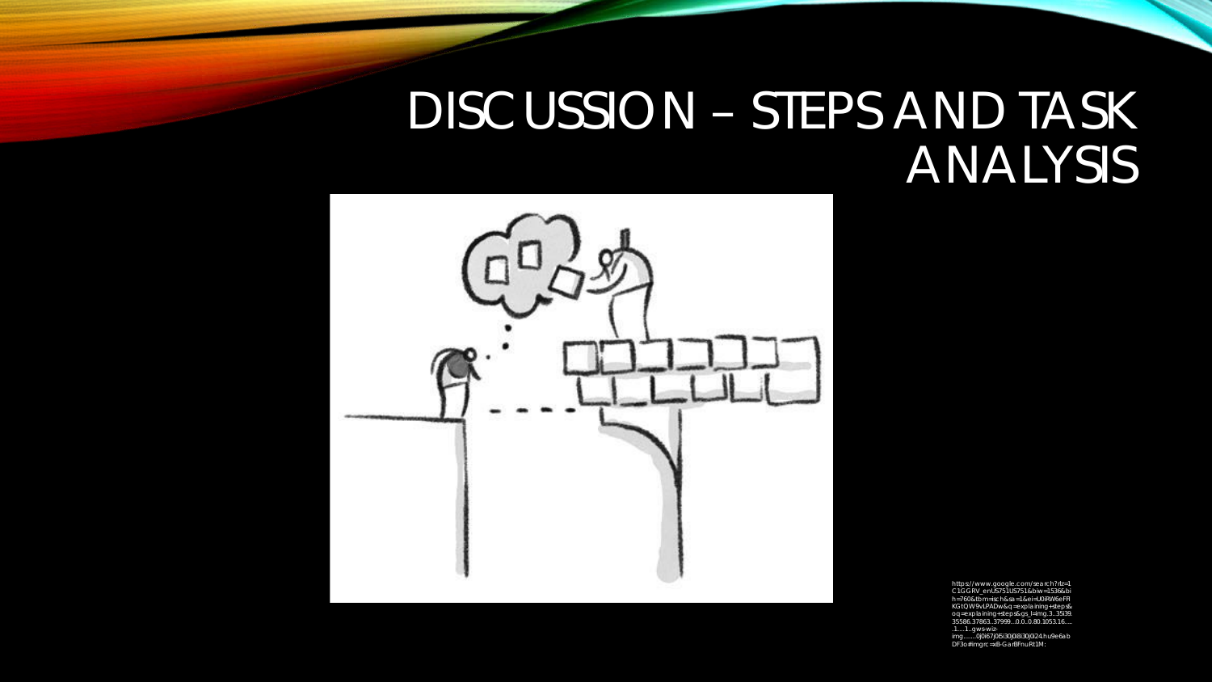# DISCUSSION – STEPS AND TASK ANALYSIS

https://www.google.com/search?rlz=1C1GGRV_enUS751US751&biw=1536&bih=760&tbm=isch&sa=1&ei=U0iRW6eFFIKGtQW9vLPADw&q=explaining+steps&oq=explaining+steps&gs_l=img.3...35139.35586.37863..37999...0.0..0.80.1053.16......1....1..gws-wiz-img.......0j0i67j0i5i30j0i8i30j0i24.hu9e6abDF3o#imgrc=xB-Gar8FnuRt1M: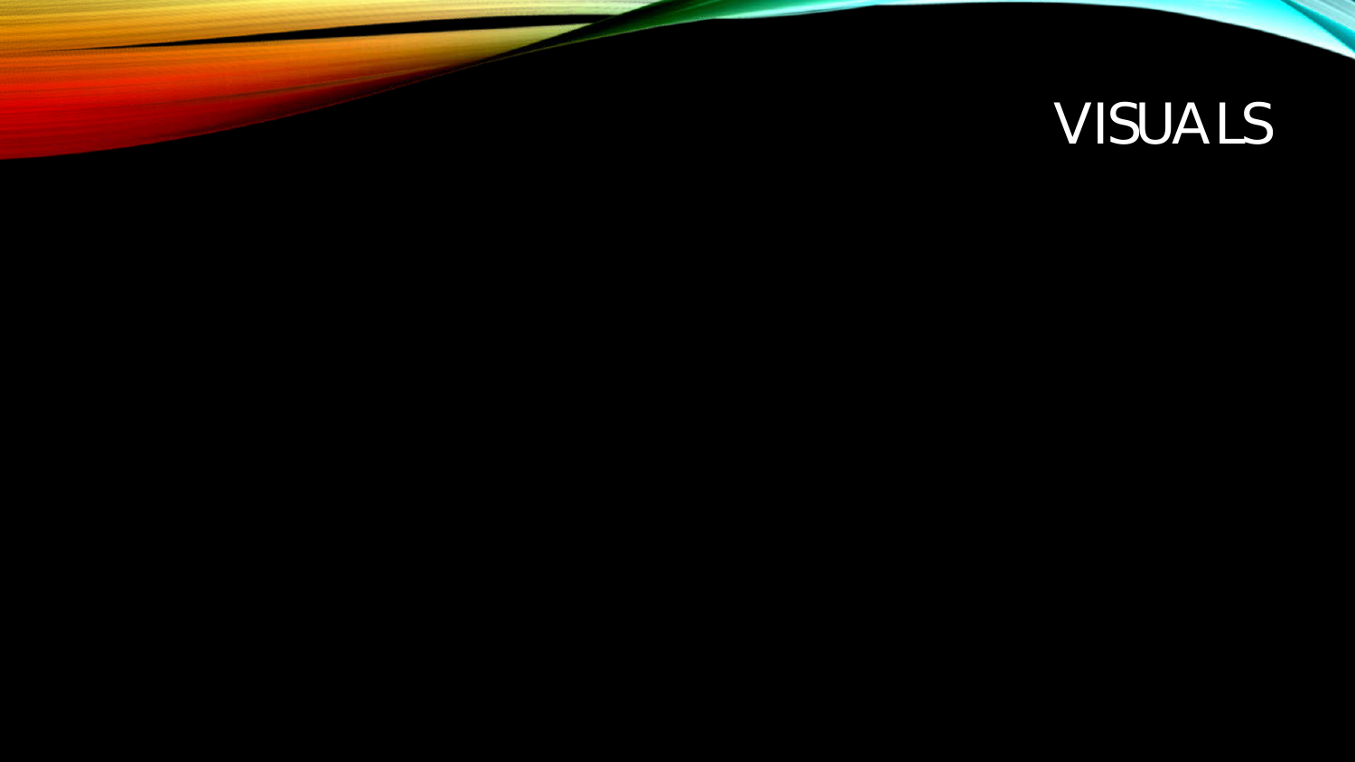# VISUALS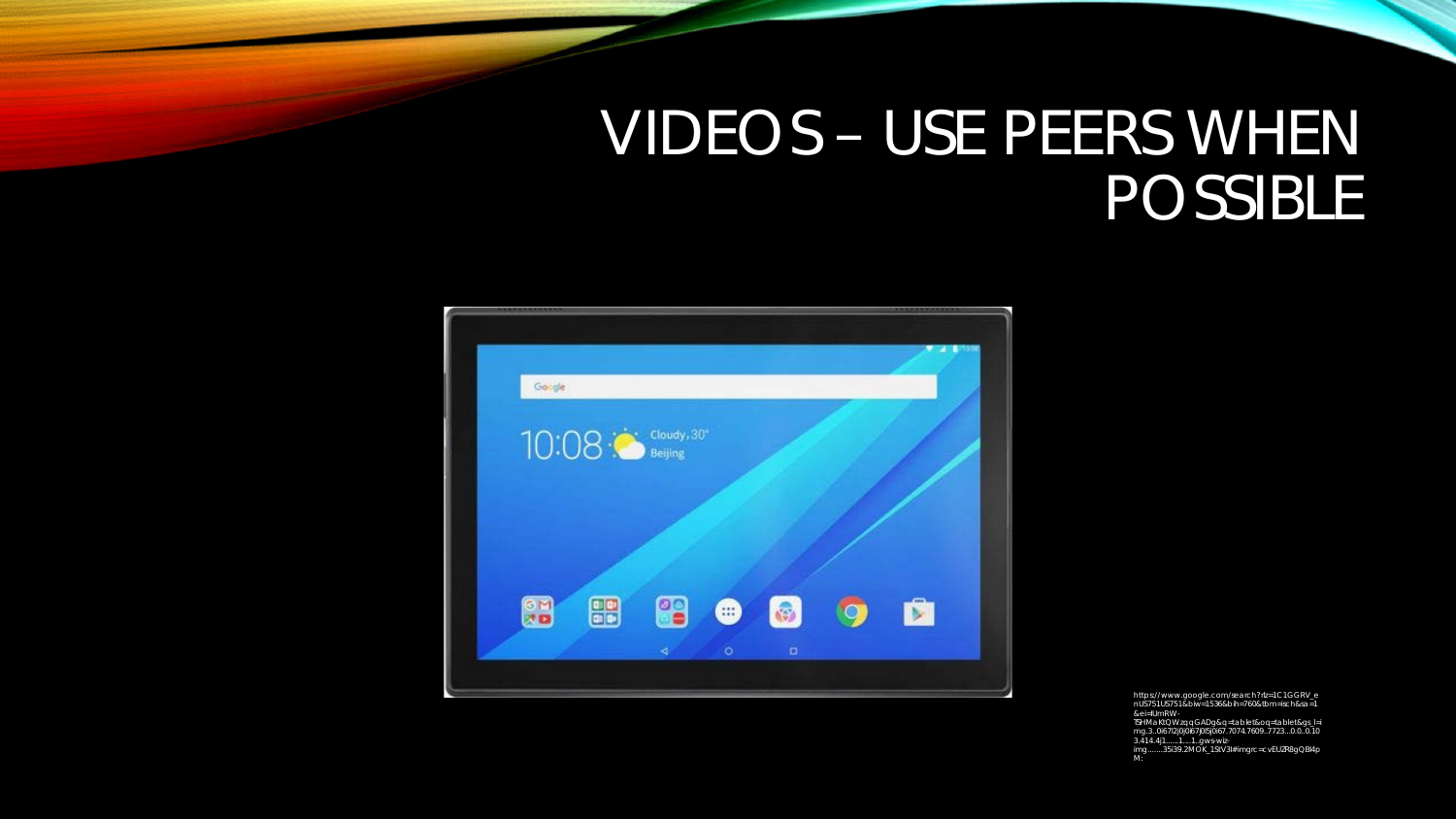# VIDEOS – USE PEERS WHEN POSSIBLE

https://www.google.com/search?rlz=1C1GGRV_enUS751US751&biw=1536&bih=760&tbm=isch&sa=1&ei=lUmRW-TSHMaKtQWzqqGADg&q=tablet&oq=tablet&gs_l=img.3..0i67l2j0j0i67j0l5j0i67.7074.7609..7723...0.0..0.103.414.4j1......1....1..gws-wiz-img.......35i39.2MOK_1StV3I#imgrc=cvEUZR8gQBl4pM: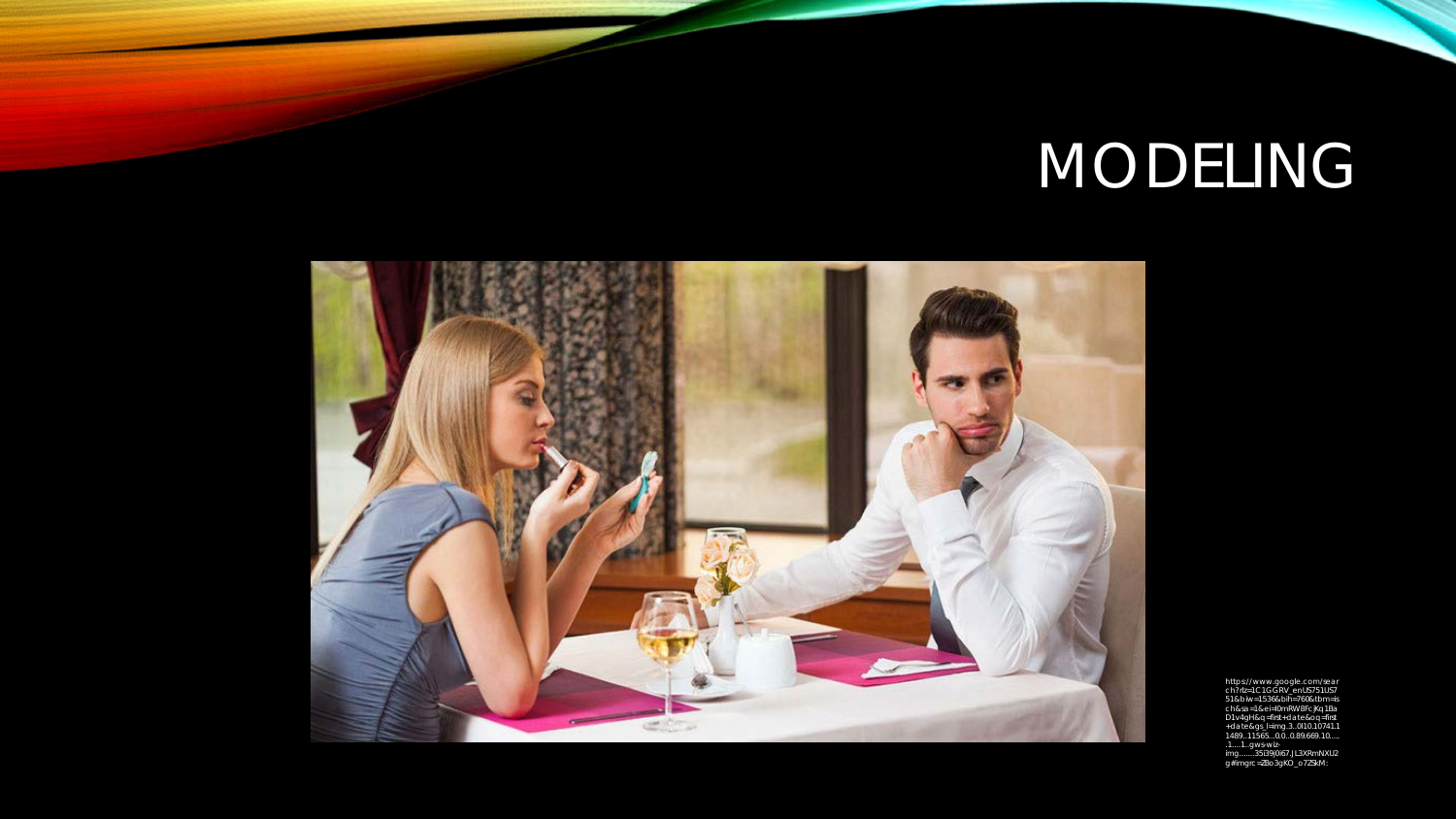# MODELING

https://www.google.com/search?rlz=1C1GGRV_enUS751US751&biw=1536&bih=760&tbm=isch&sa=1&ei=t0mRW8FcJKq1BaD1v4gH&q=first+date&oq=first+date&gs_l=img.3..0l10.10741.11489..11565...0.0..0.89.669.10......1....1..gws-wiz-img.......35i39j0i67.JL3XRmNXU2g#imgrc=ZBo3gKO_o7ZSkM: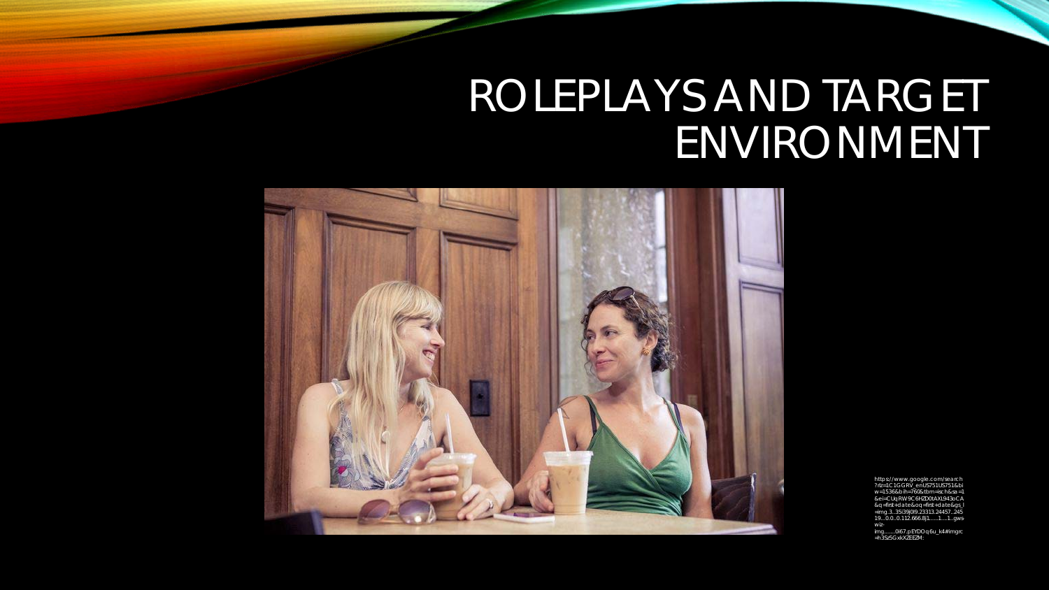# ROLEPLAYS AND TARGET ENVIRONMENT

https://www.google.com/search?rlz=1C1GGRV_enUS751US751&biw=1536&bih=760&tbm=isch&sa=1&ei=CUqRW9C6HZD0tAXL943oCA&q=first+date&oq=first+date&gs_l=img.3...35i39j0l9.23313.24457..24519...0.0..0.112.666.8j1......1....1..gws-wiz-img.......0i67.pEYDOq6u_k4#imgrc=h3S25GxkXZEEZM: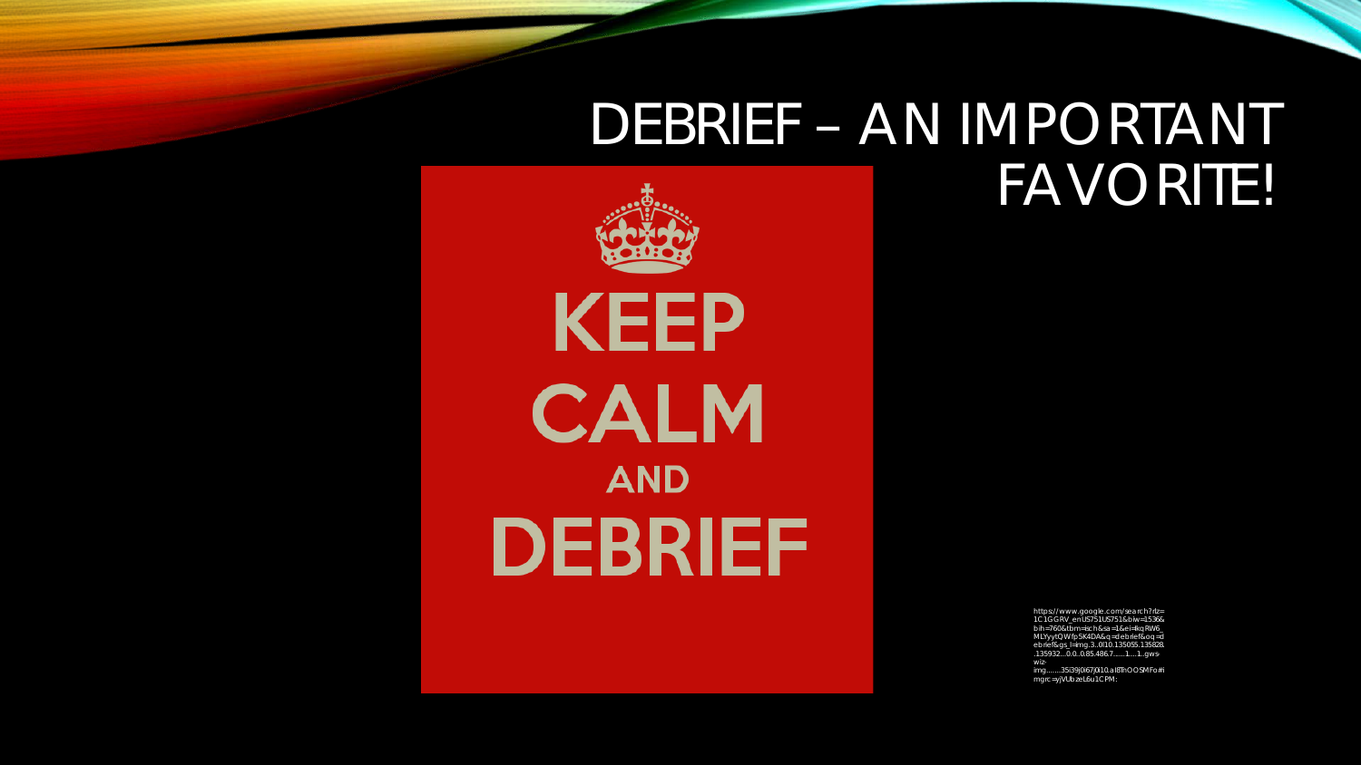# DEBRIEF – AN IMPORTANT FAVORITE!

KEEP CALM AND DEBRIEF

https://www.google.com/search?rlz=1C1GGRV_enUS751US751&biw=1536&bih=760&tbm=isch&sa=1&ei=lkqRW6_MLYyytQWfp5K4DA&q=debrief&oq=debrief&gs_l=img.3..0l10.135055.135828..135932...0.0..0.85.486.7......1....1..gws-wiz-img.......35i39j0i67j0i10.aI8ThOOSMFo#imgrc=yjVUbzeL6u1CPM: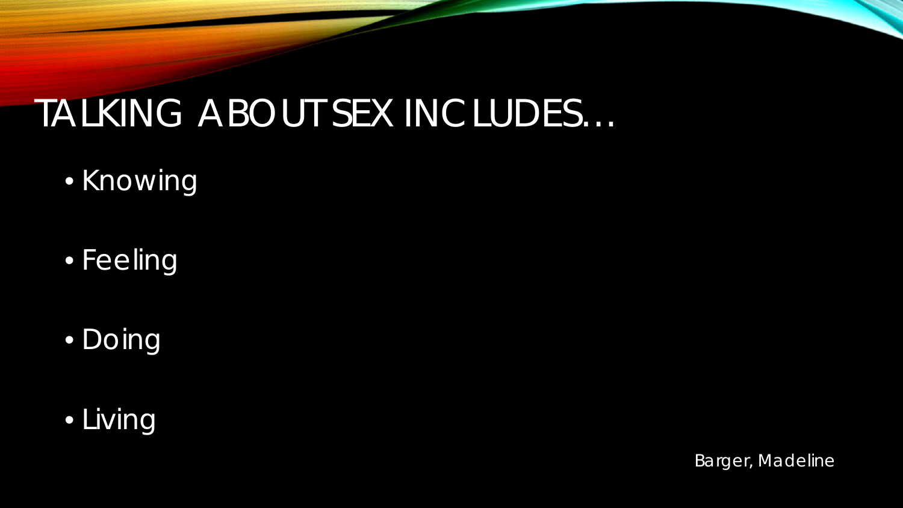# TALKING ABOUT SEX INCLUDES…

- Knowing
- Feeling
- Doing
- Living

Barger, Madeline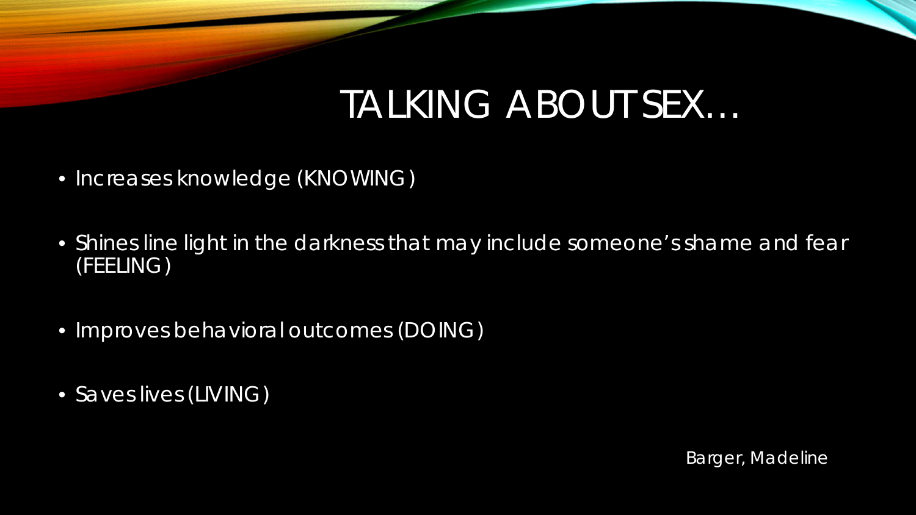# TALKING ABOUT SEX…

- Increases knowledge (KNOWING)
- Shines line light in the darkness that may include someone's shame and fear (FEELING)
- Improves behavioral outcomes (DOING)
- Saves lives (LIVING)

Barger, Madeline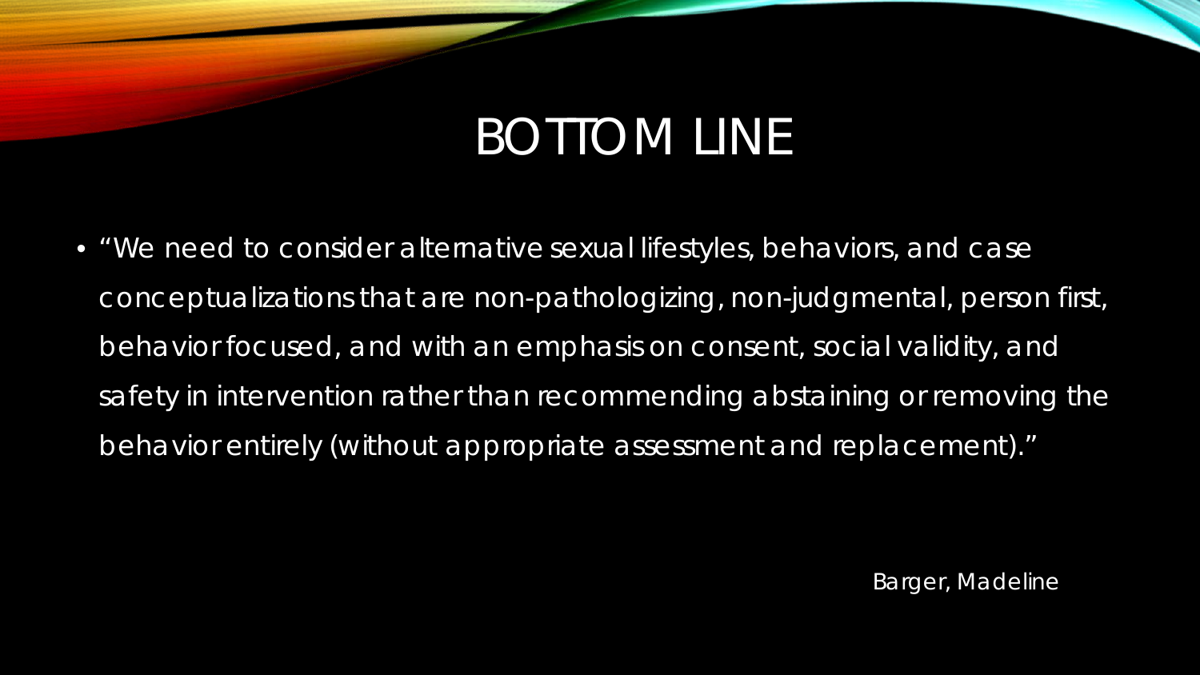# BOTTOM LINE

- "We need to consider alternative sexual lifestyles, behaviors, and case conceptualizations that are non-pathologizing, non-judgmental, person first, behavior focused, and with an emphasis on consent, social validity, and safety in intervention rather than recommending abstaining or removing the behavior entirely (without appropriate assessment and replacement)."

Barger, Madeline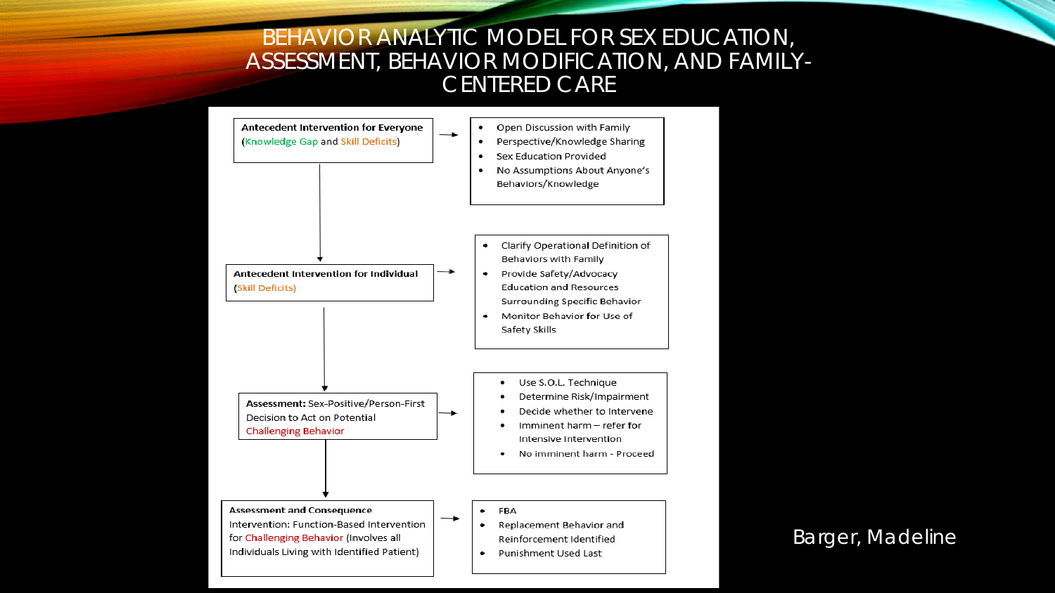# BEHAVIOR ANALYTIC MODEL FOR SEX EDUCATION, ASSESSMENT, BEHAVIOR MODIFICATION, AND FAMILY-CENTERED CARE

**Antecedent Intervention for Everyone** (Knowledge Gap and Skill Deficits) →

- Open Discussion with Family
- Perspective/Knowledge Sharing
- Sex Education Provided
- No Assumptions About Anyone's Behaviors/Knowledge

↓

**Antecedent Intervention for Individual** (Skill Deficits) →

- Clarify Operational Definition of Behaviors with Family
- Provide Safety/Advocacy Education and Resources Surrounding Specific Behavior
- Monitor Behavior for Use of Safety Skills

↓

**Assessment:** Sex-Positive/Person-First Decision to Act on Potential Challenging Behavior →

- Use S.O.L. Technique
- Determine Risk/Impairment
- Decide whether to Intervene
- Imminent harm – refer for Intensive Intervention
- No imminent harm - Proceed

↓

**Assessment and Consequence** Intervention: Function-Based Intervention for Challenging Behavior (Involves all Individuals Living with Identified Patient) →

- FBA
- Replacement Behavior and Reinforcement Identified
- Punishment Used Last

Barger, Madeline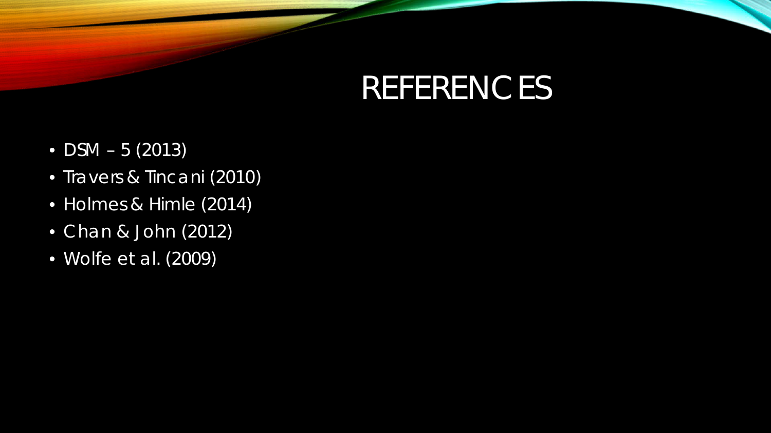# REFERENCES

- DSM – 5 (2013)
- Travers & Tincani (2010)
- Holmes & Himle (2014)
- Chan & John (2012)
- Wolfe et al. (2009)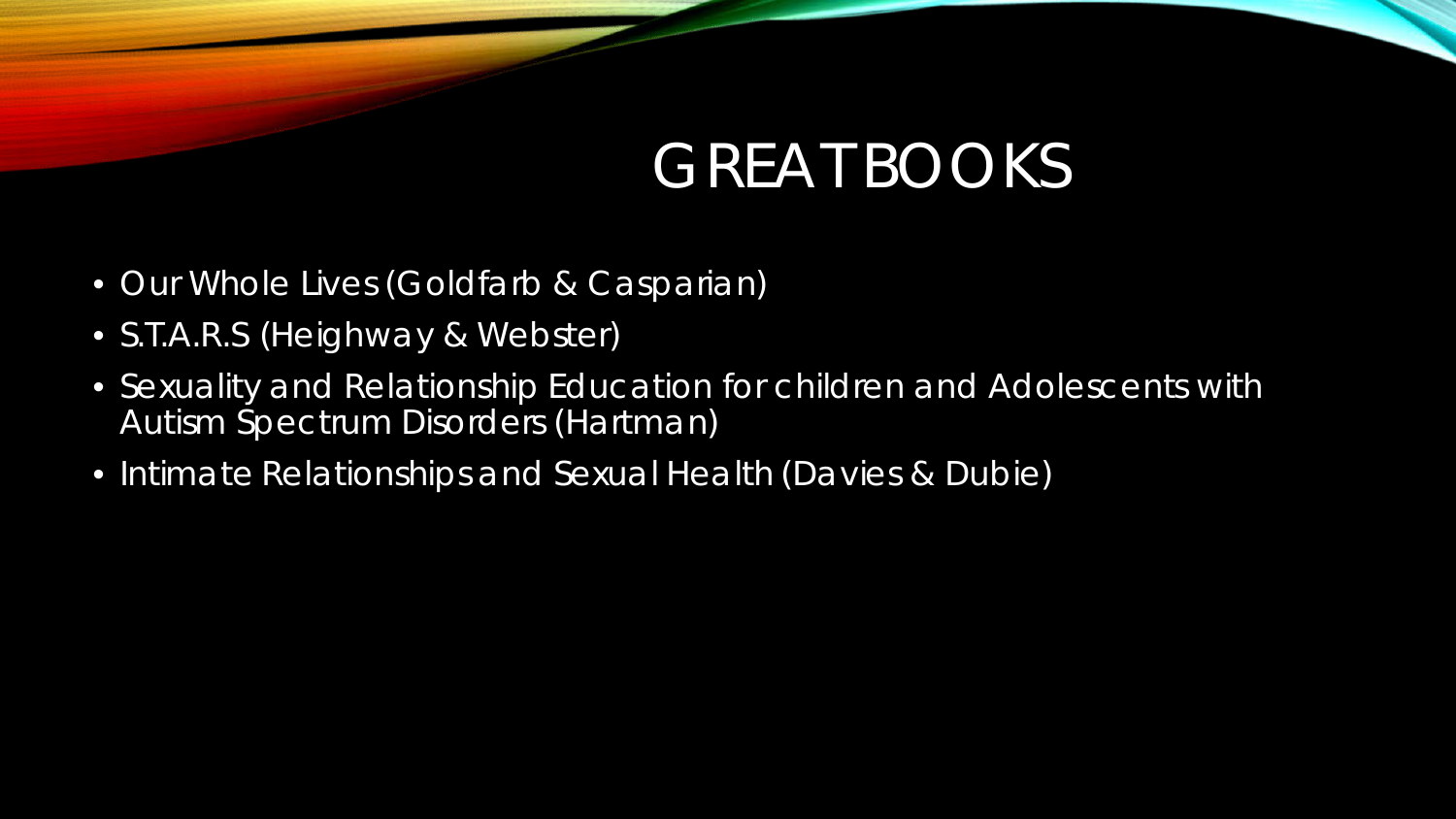# GREAT BOOKS

- Our Whole Lives (Goldfarb & Casparian)
- S.T.A.R.S (Heighway & Webster)
- Sexuality and Relationship Education for children and Adolescents with Autism Spectrum Disorders (Hartman)
- Intimate Relationships and Sexual Health (Davies & Dubie)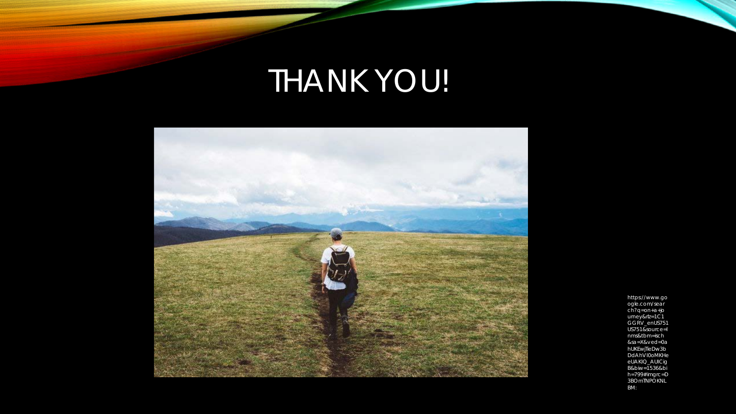# THANK YOU!

https://www.google.com/search?q=on+a+journey&rlz=1C1GGRV_enUS751US751&source=lnms&tbm=isch&sa=X&ved=0ahUKEwjTieDw3bDdAhVI0oMKHeeUAKIQ_AUICigB&biw=1536&bih=799#imgrc=D3BOmTNPOKNLBM: